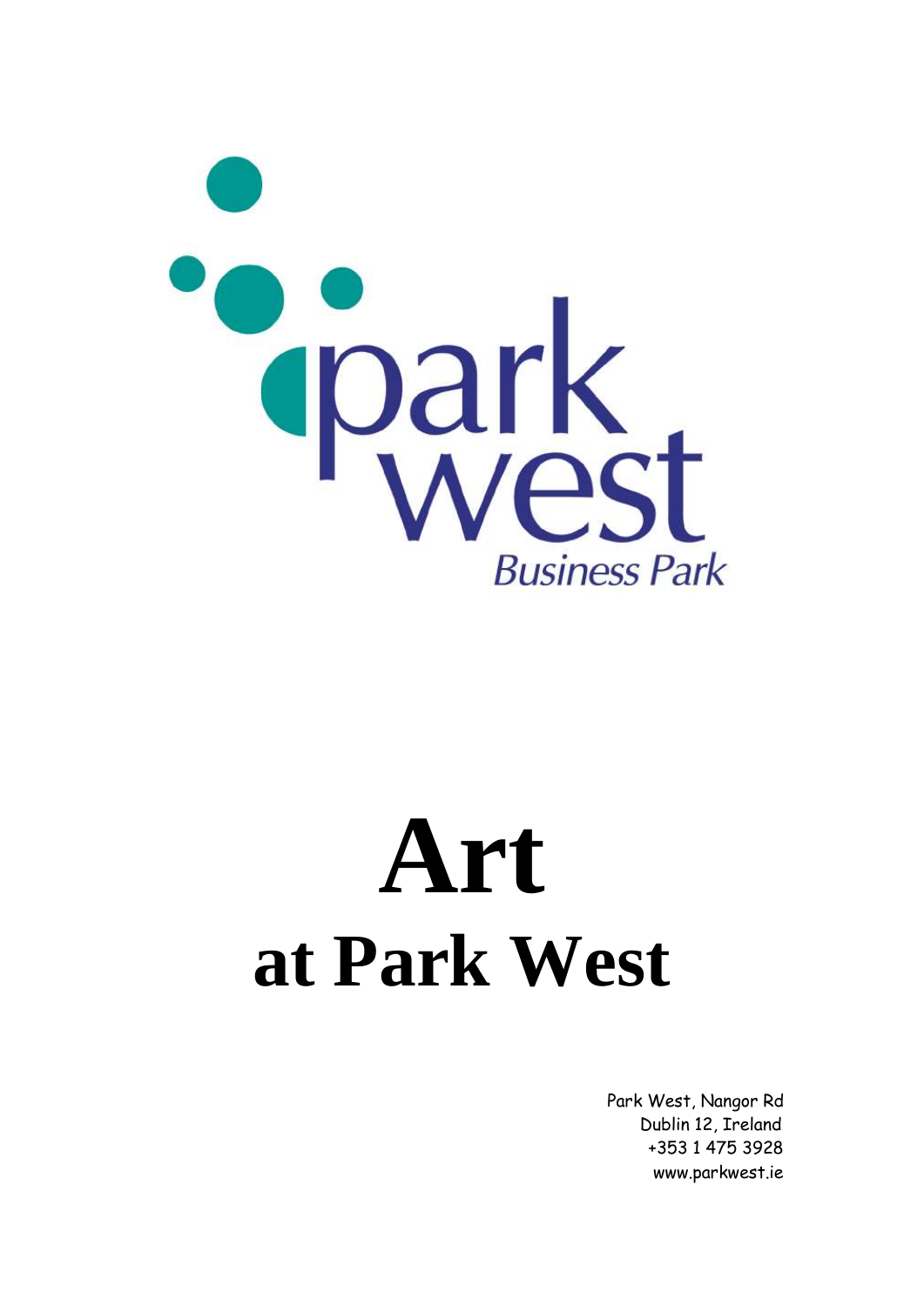park west

Business Park

# Art
## at Park West

Park West, Nangor Rd
Dublin 12, Ireland
+353 1 475 3928
www.parkwest.ie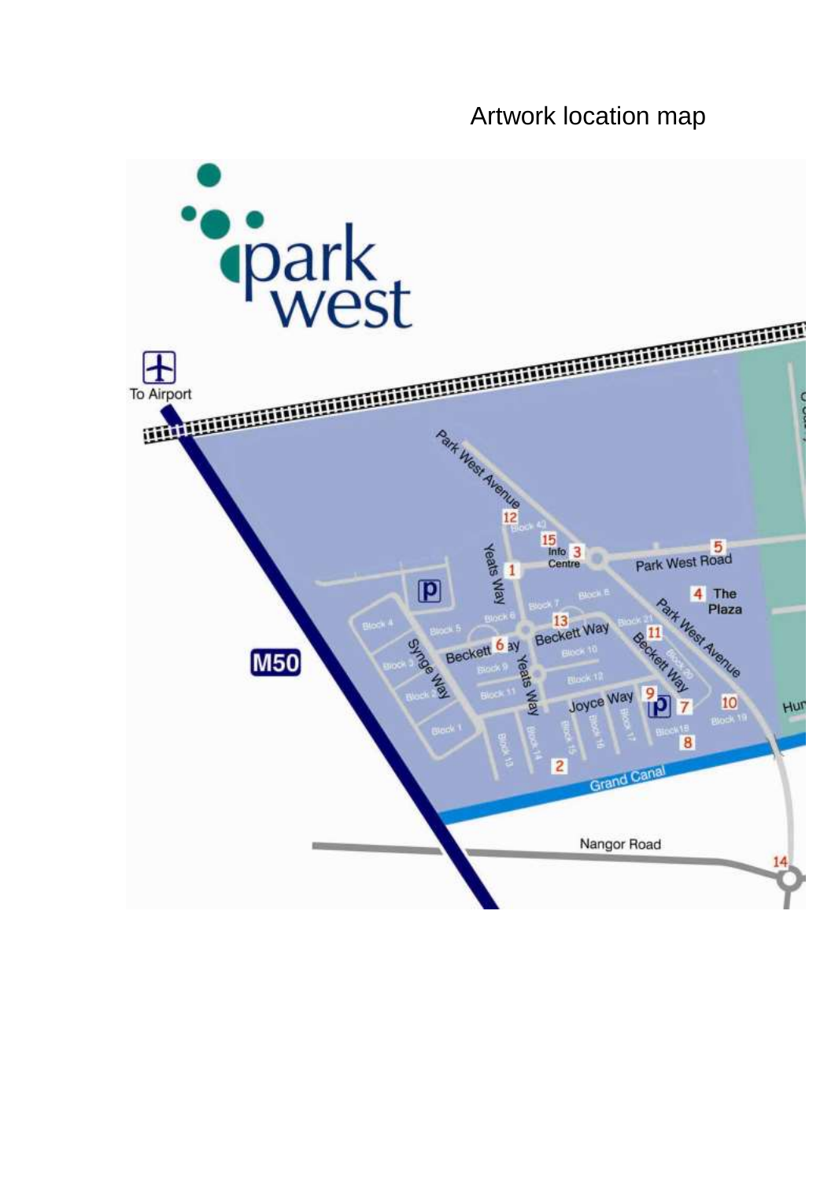# Artwork location map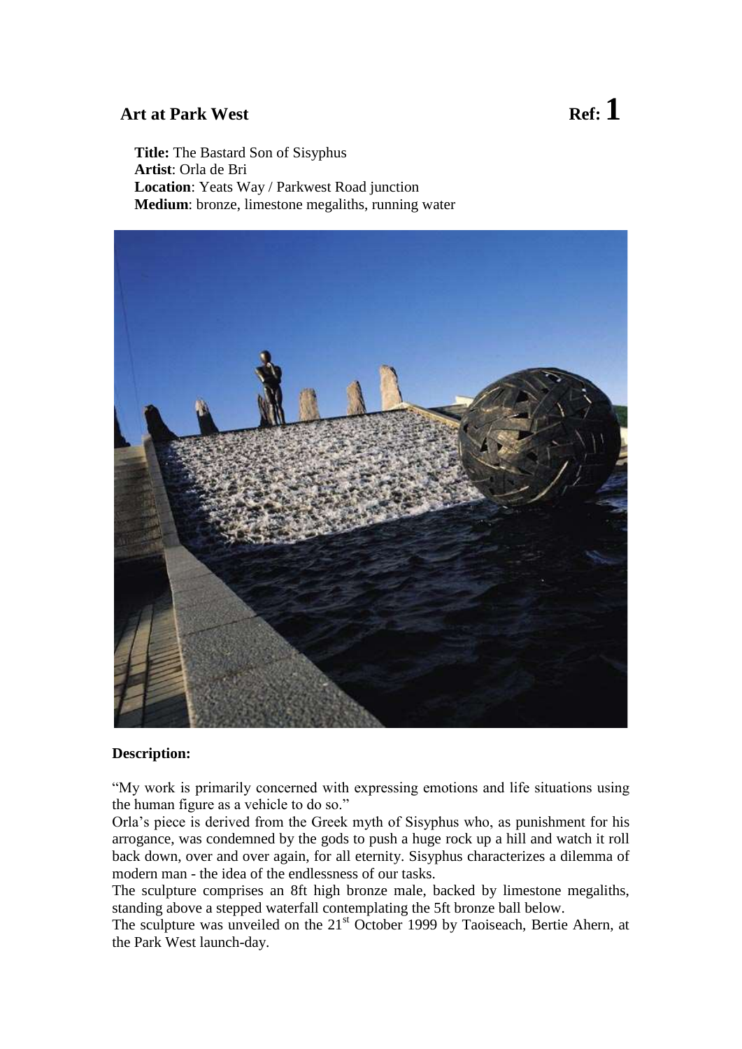## Art at Park West **Ref: 1**

**Title:** The Bastard Son of Sisyphus
**Artist**: Orla de Bri
**Location**: Yeats Way / Parkwest Road junction
**Medium**: bronze, limestone megaliths, running water

**Description:**

"My work is primarily concerned with expressing emotions and life situations using the human figure as a vehicle to do so."

Orla's piece is derived from the Greek myth of Sisyphus who, as punishment for his arrogance, was condemned by the gods to push a huge rock up a hill and watch it roll back down, over and over again, for all eternity. Sisyphus characterizes a dilemma of modern man - the idea of the endlessness of our tasks.

The sculpture comprises an 8ft high bronze male, backed by limestone megaliths, standing above a stepped waterfall contemplating the 5ft bronze ball below.

The sculpture was unveiled on the 21st October 1999 by Taoiseach, Bertie Ahern, at the Park West launch-day.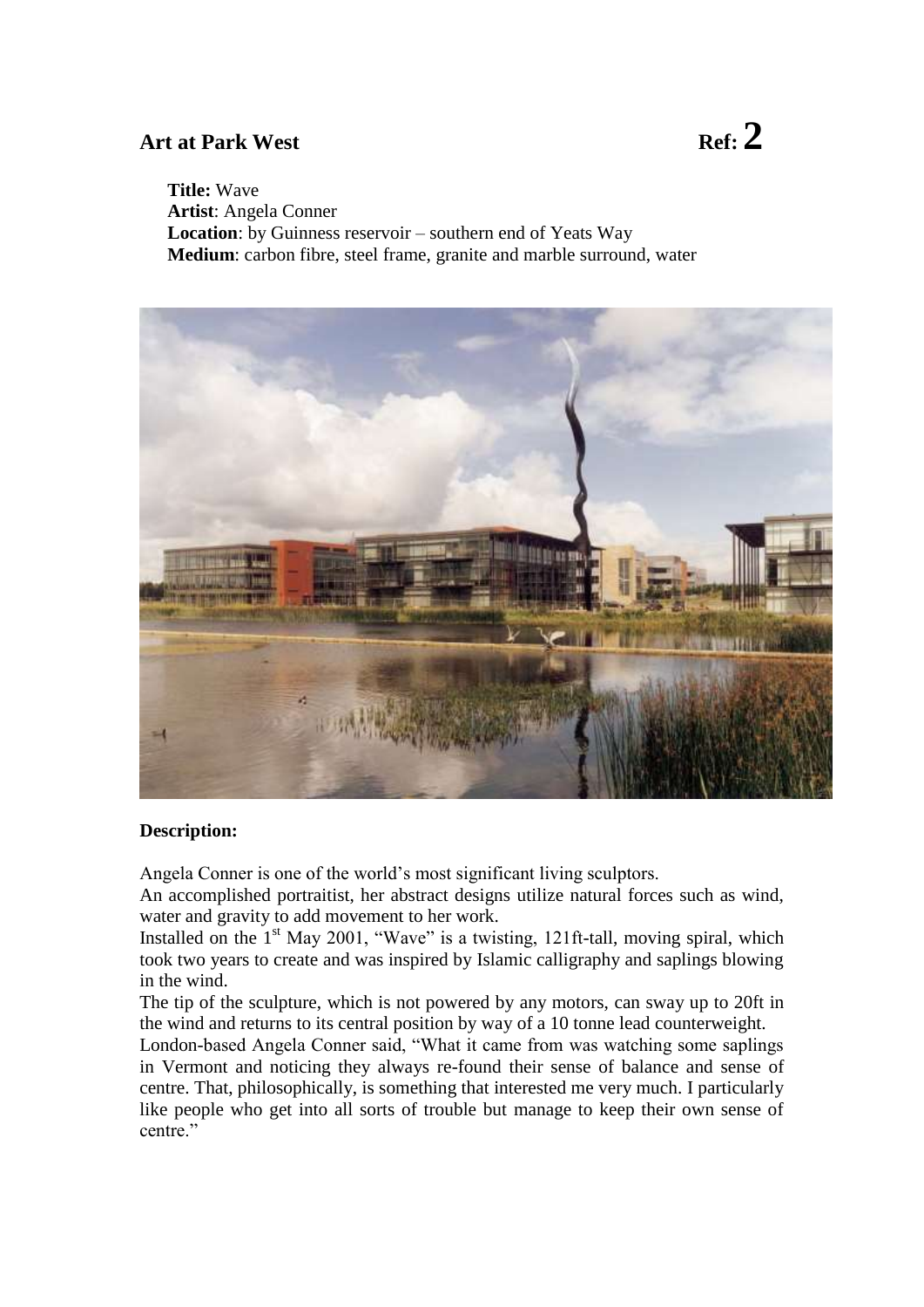# Art at Park West **Ref: 2**

**Title:** Wave
**Artist**: Angela Conner
**Location**: by Guinness reservoir – southern end of Yeats Way
**Medium**: carbon fibre, steel frame, granite and marble surround, water

**Description:**

Angela Conner is one of the world's most significant living sculptors.
An accomplished portraitist, her abstract designs utilize natural forces such as wind, water and gravity to add movement to her work.
Installed on the 1st May 2001, "Wave" is a twisting, 121ft-tall, moving spiral, which took two years to create and was inspired by Islamic calligraphy and saplings blowing in the wind.
The tip of the sculpture, which is not powered by any motors, can sway up to 20ft in the wind and returns to its central position by way of a 10 tonne lead counterweight.
London-based Angela Conner said, "What it came from was watching some saplings in Vermont and noticing they always re-found their sense of balance and sense of centre. That, philosophically, is something that interested me very much. I particularly like people who get into all sorts of trouble but manage to keep their own sense of centre."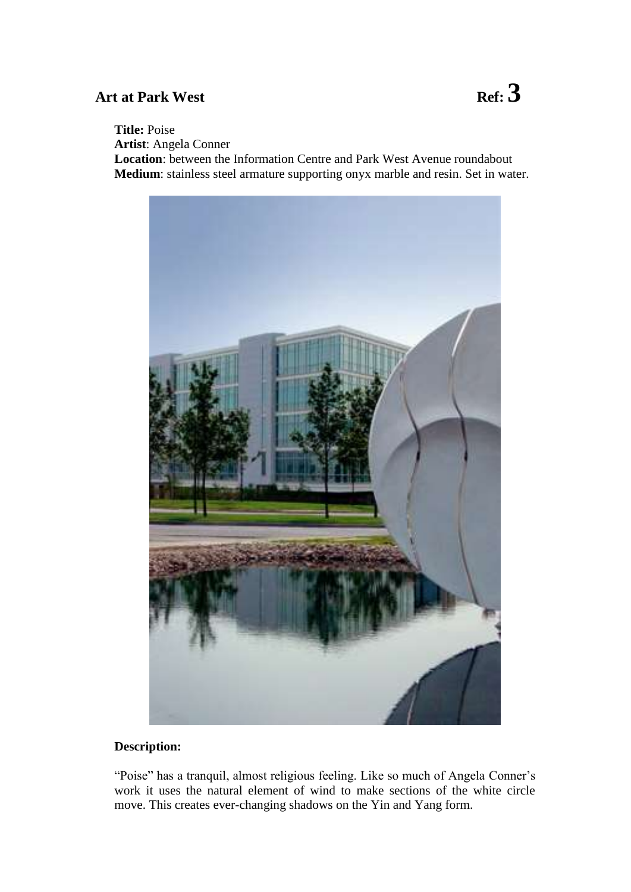## Art at Park West

**Ref: 3**

**Title:** Poise
**Artist**: Angela Conner
**Location**: between the Information Centre and Park West Avenue roundabout
**Medium**: stainless steel armature supporting onyx marble and resin. Set in water.

**Description:**

"Poise" has a tranquil, almost religious feeling. Like so much of Angela Conner's work it uses the natural element of wind to make sections of the white circle move. This creates ever-changing shadows on the Yin and Yang form.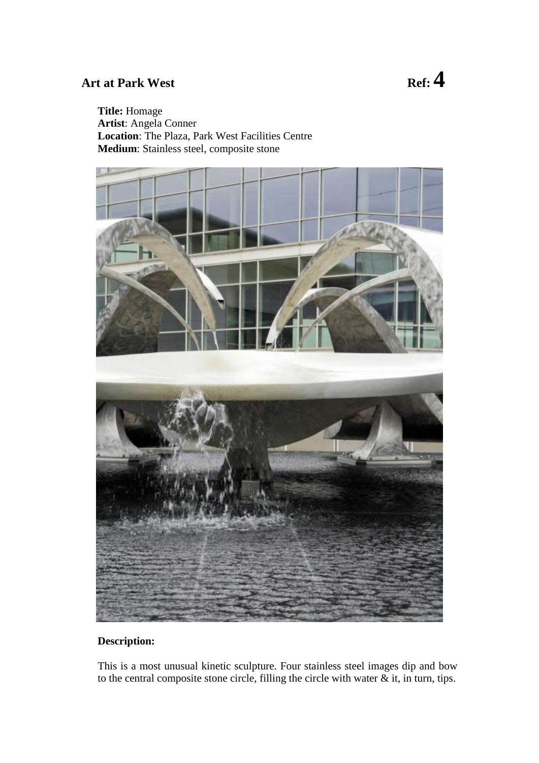## Art at Park West

**Ref: 4**

**Title:** Homage
**Artist**: Angela Conner
**Location**: The Plaza, Park West Facilities Centre
**Medium**: Stainless steel, composite stone

**Description:**

This is a most unusual kinetic sculpture. Four stainless steel images dip and bow to the central composite stone circle, filling the circle with water & it, in turn, tips.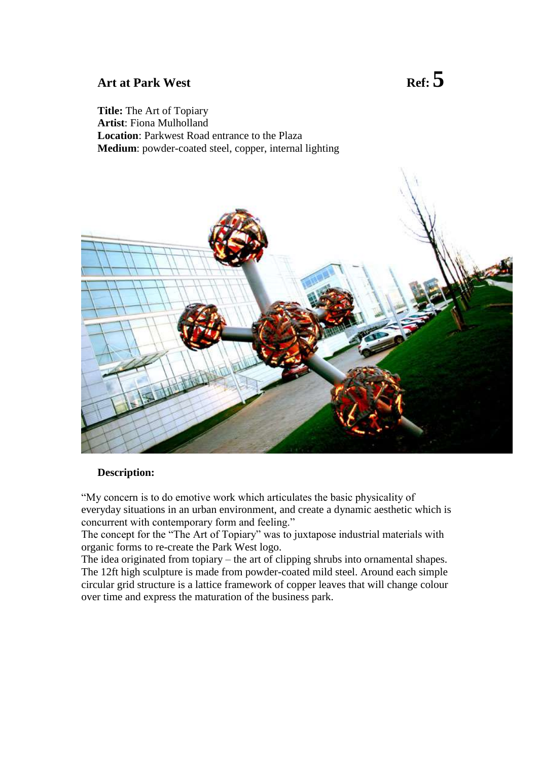## Art at Park West **Ref: 5**

**Title:** The Art of Topiary
**Artist**: Fiona Mulholland
**Location**: Parkwest Road entrance to the Plaza
**Medium**: powder-coated steel, copper, internal lighting

**Description:**

"My concern is to do emotive work which articulates the basic physicality of everyday situations in an urban environment, and create a dynamic aesthetic which is concurrent with contemporary form and feeling."
The concept for the "The Art of Topiary" was to juxtapose industrial materials with organic forms to re-create the Park West logo.
The idea originated from topiary – the art of clipping shrubs into ornamental shapes. The 12ft high sculpture is made from powder-coated mild steel. Around each simple circular grid structure is a lattice framework of copper leaves that will change colour over time and express the maturation of the business park.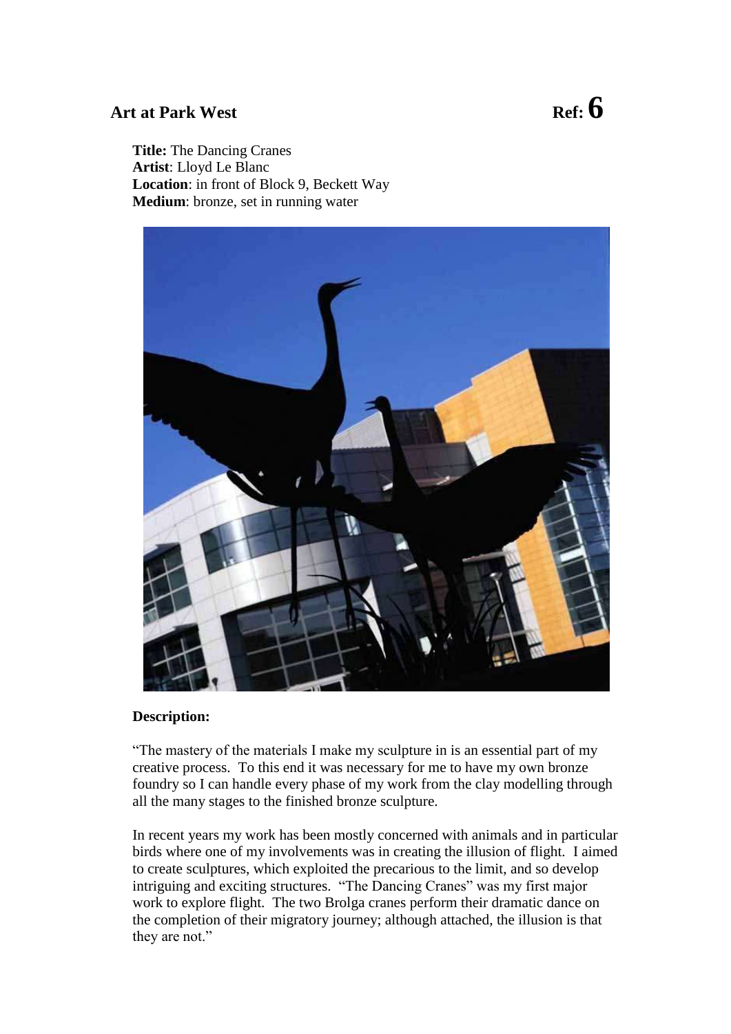## Art at Park West **Ref: 6**

**Title:** The Dancing Cranes
**Artist**: Lloyd Le Blanc
**Location**: in front of Block 9, Beckett Way
**Medium**: bronze, set in running water

**Description:**

"The mastery of the materials I make my sculpture in is an essential part of my creative process. To this end it was necessary for me to have my own bronze foundry so I can handle every phase of my work from the clay modelling through all the many stages to the finished bronze sculpture.

In recent years my work has been mostly concerned with animals and in particular birds where one of my involvements was in creating the illusion of flight. I aimed to create sculptures, which exploited the precarious to the limit, and so develop intriguing and exciting structures. "The Dancing Cranes" was my first major work to explore flight. The two Brolga cranes perform their dramatic dance on the completion of their migratory journey; although attached, the illusion is that they are not."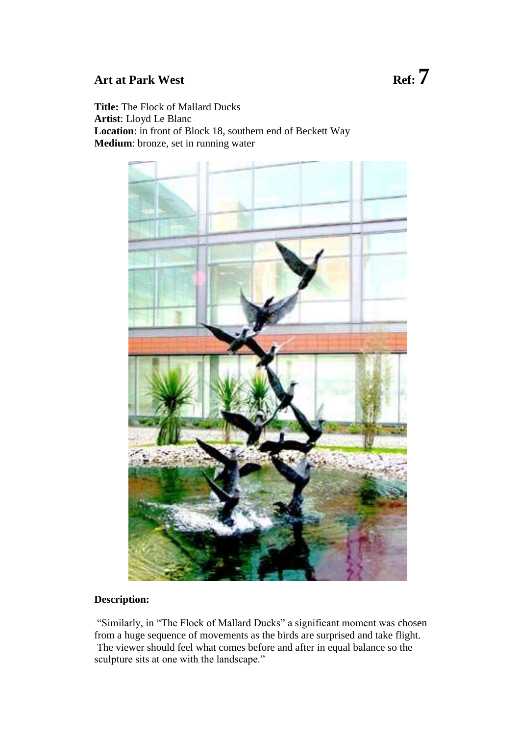## Art at Park West **Ref: 7**

**Title:** The Flock of Mallard Ducks
**Artist**: Lloyd Le Blanc
**Location**: in front of Block 18, southern end of Beckett Way
**Medium**: bronze, set in running water

**Description:**

"Similarly, in "The Flock of Mallard Ducks" a significant moment was chosen from a huge sequence of movements as the birds are surprised and take flight. The viewer should feel what comes before and after in equal balance so the sculpture sits at one with the landscape."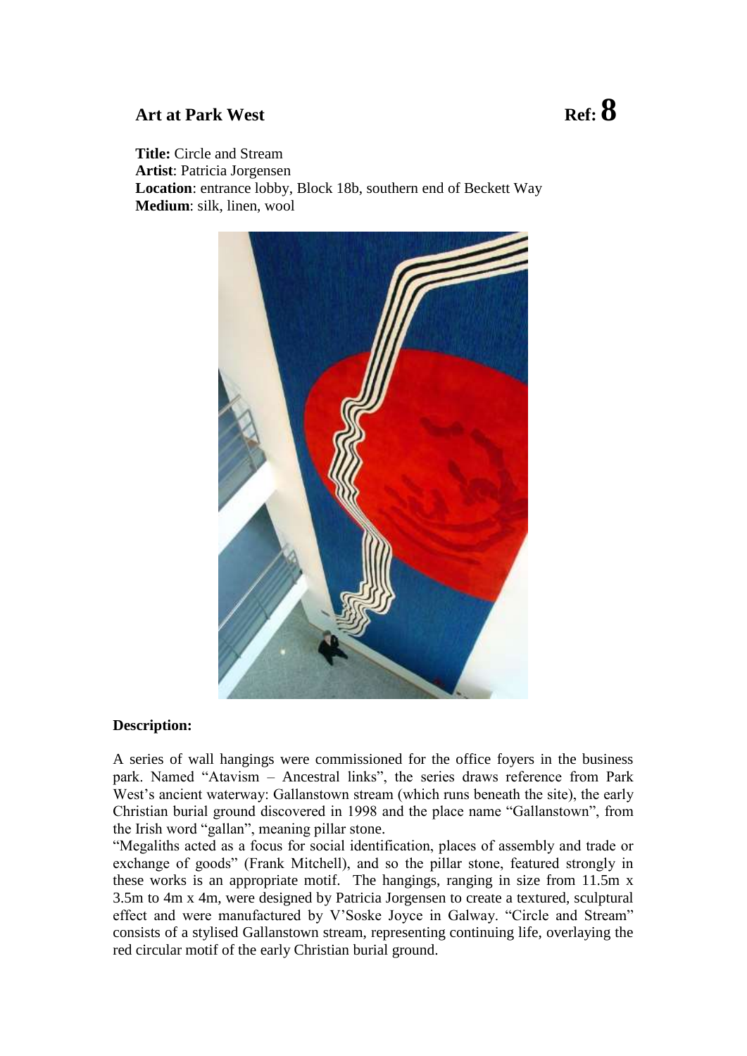## Art at Park West **Ref: 8**

**Title:** Circle and Stream
**Artist**: Patricia Jorgensen
**Location**: entrance lobby, Block 18b, southern end of Beckett Way
**Medium**: silk, linen, wool

**Description:**

A series of wall hangings were commissioned for the office foyers in the business park. Named "Atavism – Ancestral links", the series draws reference from Park West's ancient waterway: Gallanstown stream (which runs beneath the site), the early Christian burial ground discovered in 1998 and the place name "Gallanstown", from the Irish word "gallan", meaning pillar stone.

"Megaliths acted as a focus for social identification, places of assembly and trade or exchange of goods" (Frank Mitchell), and so the pillar stone, featured strongly in these works is an appropriate motif. The hangings, ranging in size from 11.5m x 3.5m to 4m x 4m, were designed by Patricia Jorgensen to create a textured, sculptural effect and were manufactured by V'Soske Joyce in Galway. "Circle and Stream" consists of a stylised Gallanstown stream, representing continuing life, overlaying the red circular motif of the early Christian burial ground.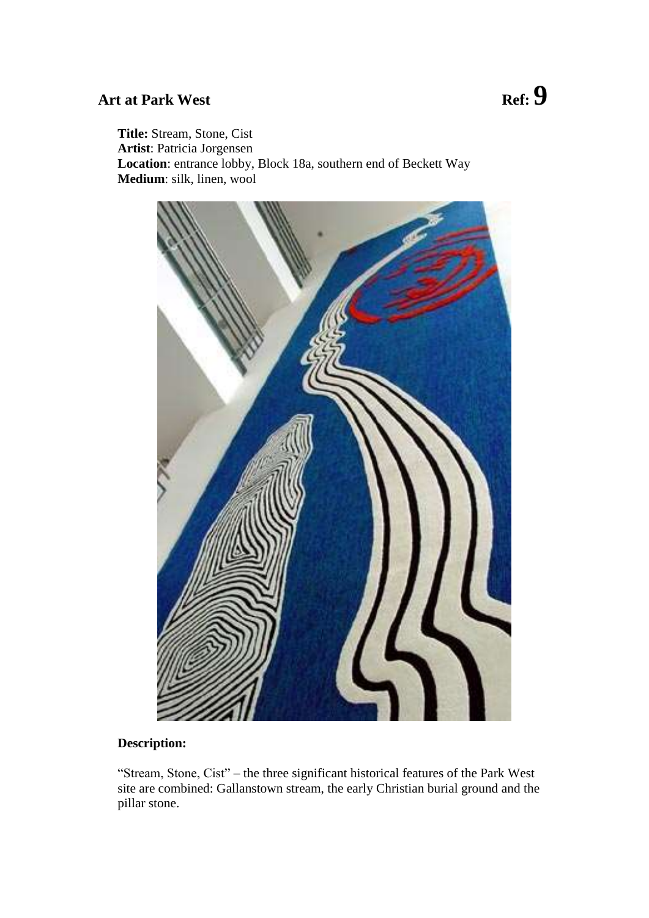## Art at Park West

**Ref: 9**

**Title:** Stream, Stone, Cist
**Artist**: Patricia Jorgensen
**Location**: entrance lobby, Block 18a, southern end of Beckett Way
**Medium**: silk, linen, wool

**Description:**

"Stream, Stone, Cist" – the three significant historical features of the Park West site are combined: Gallanstown stream, the early Christian burial ground and the pillar stone.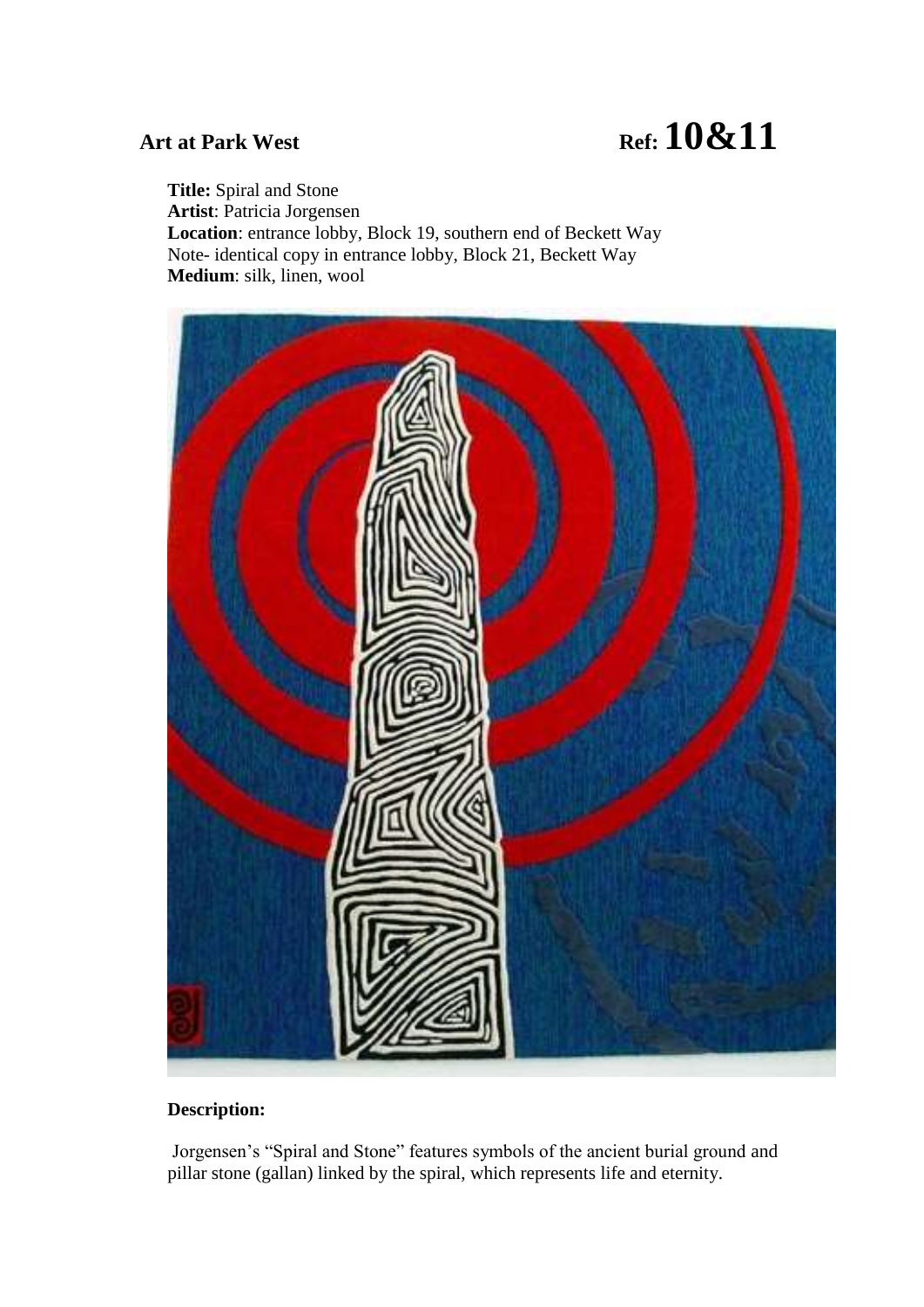**Art at Park West** **Ref: 10&11**

**Title:** Spiral and Stone
**Artist**: Patricia Jorgensen
**Location**: entrance lobby, Block 19, southern end of Beckett Way
Note- identical copy in entrance lobby, Block 21, Beckett Way
**Medium**: silk, linen, wool

**Description:**

Jorgensen's "Spiral and Stone" features symbols of the ancient burial ground and pillar stone (gallan) linked by the spiral, which represents life and eternity.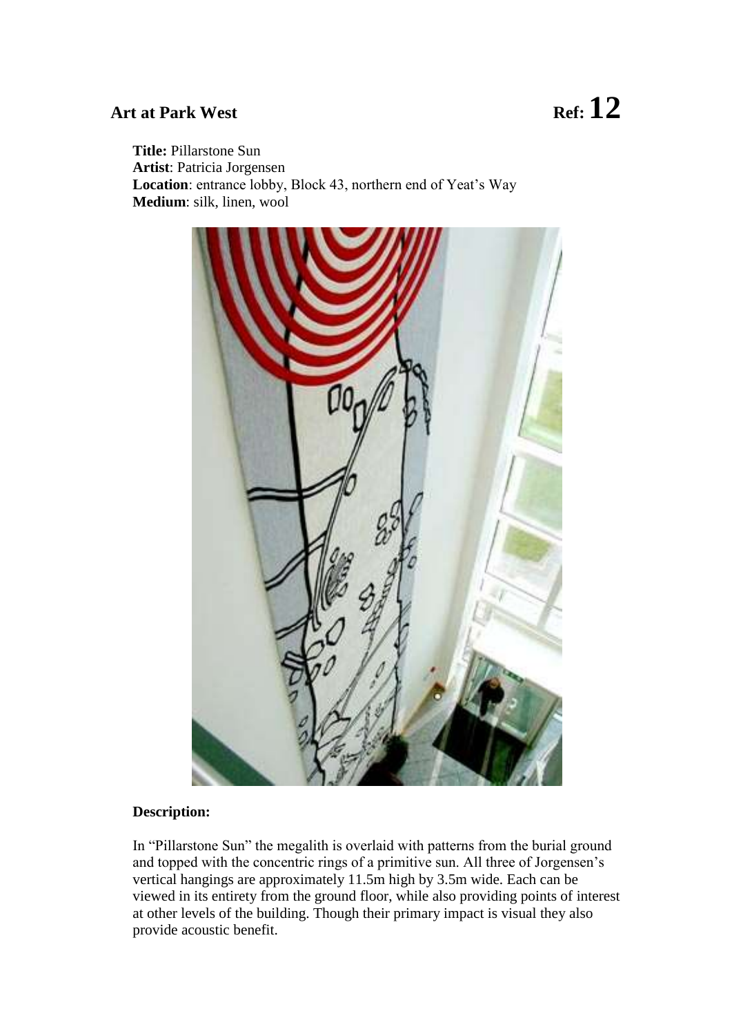## Art at Park West **Ref: 12**

**Title:** Pillarstone Sun
**Artist**: Patricia Jorgensen
**Location**: entrance lobby, Block 43, northern end of Yeat's Way
**Medium**: silk, linen, wool

**Description:**

In "Pillarstone Sun" the megalith is overlaid with patterns from the burial ground and topped with the concentric rings of a primitive sun. All three of Jorgensen's vertical hangings are approximately 11.5m high by 3.5m wide. Each can be viewed in its entirety from the ground floor, while also providing points of interest at other levels of the building. Though their primary impact is visual they also provide acoustic benefit.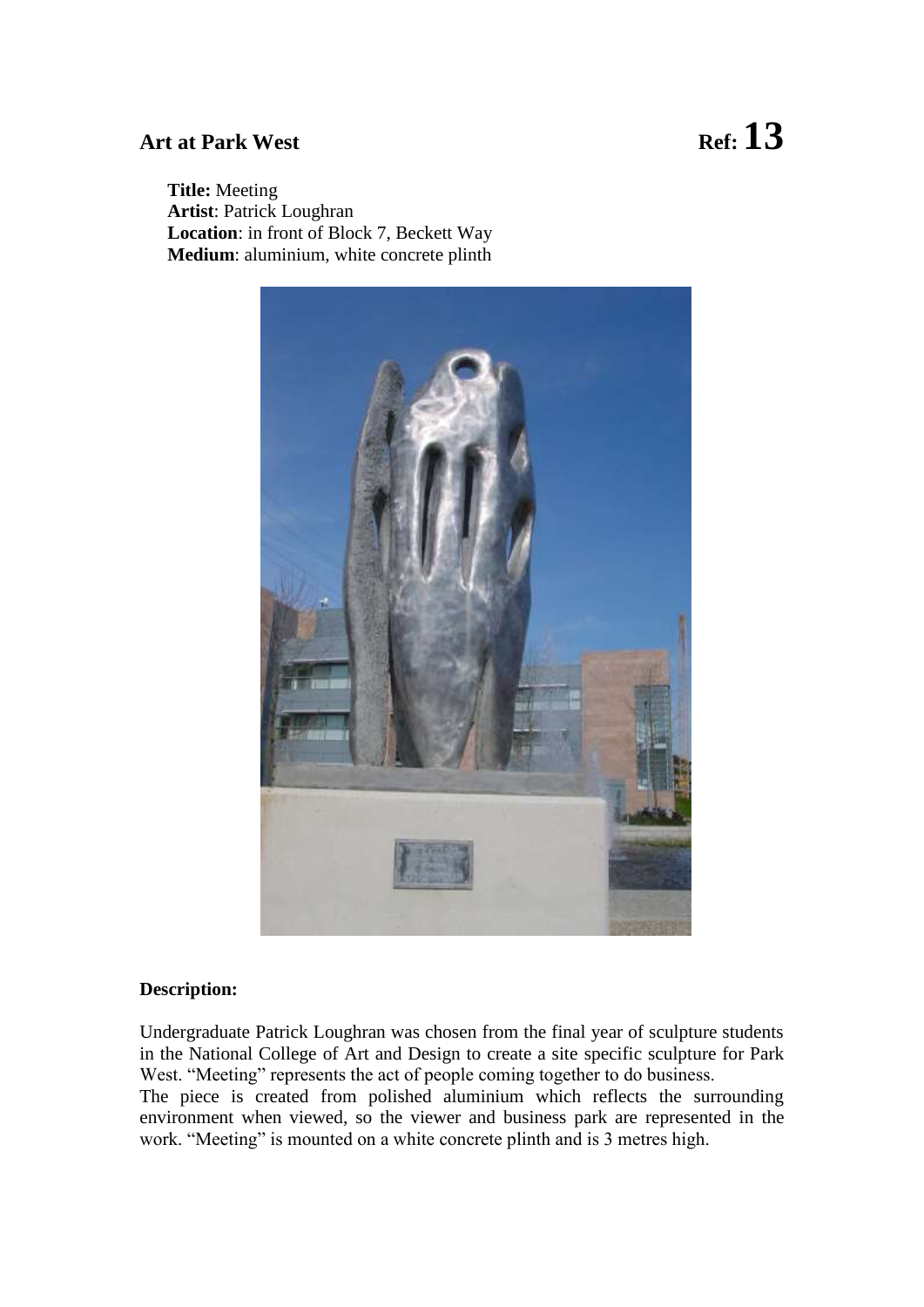## Art at Park West

**Ref: 13**

**Title:** Meeting
**Artist**: Patrick Loughran
**Location**: in front of Block 7, Beckett Way
**Medium**: aluminium, white concrete plinth

**Description:**

Undergraduate Patrick Loughran was chosen from the final year of sculpture students in the National College of Art and Design to create a site specific sculpture for Park West. "Meeting" represents the act of people coming together to do business.
The piece is created from polished aluminium which reflects the surrounding environment when viewed, so the viewer and business park are represented in the work. "Meeting" is mounted on a white concrete plinth and is 3 metres high.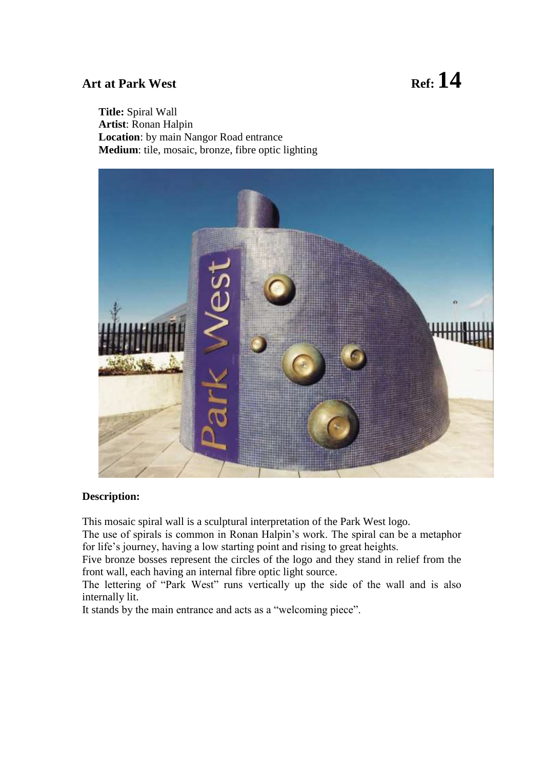## Art at Park West **Ref: 14**

**Title:** Spiral Wall
**Artist**: Ronan Halpin
**Location**: by main Nangor Road entrance
**Medium**: tile, mosaic, bronze, fibre optic lighting

**Description:**

This mosaic spiral wall is a sculptural interpretation of the Park West logo.
The use of spirals is common in Ronan Halpin's work. The spiral can be a metaphor for life's journey, having a low starting point and rising to great heights.
Five bronze bosses represent the circles of the logo and they stand in relief from the front wall, each having an internal fibre optic light source.
The lettering of "Park West" runs vertically up the side of the wall and is also internally lit.
It stands by the main entrance and acts as a "welcoming piece".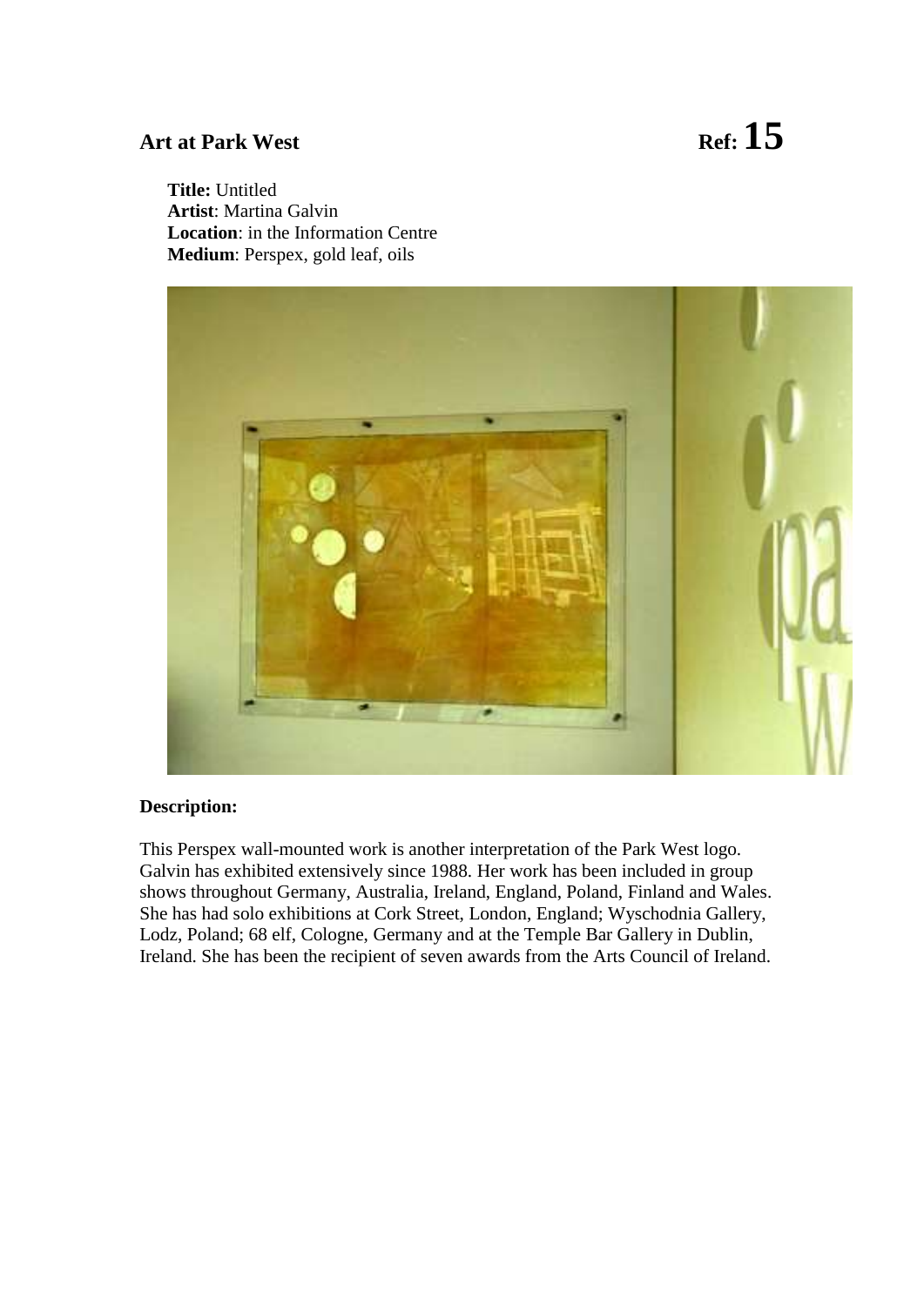## Art at Park West **Ref: 15**

**Title:** Untitled
**Artist**: Martina Galvin
**Location**: in the Information Centre
**Medium**: Perspex, gold leaf, oils

**Description:**

This Perspex wall-mounted work is another interpretation of the Park West logo. Galvin has exhibited extensively since 1988. Her work has been included in group shows throughout Germany, Australia, Ireland, England, Poland, Finland and Wales. She has had solo exhibitions at Cork Street, London, England; Wyschodnia Gallery, Lodz, Poland; 68 elf, Cologne, Germany and at the Temple Bar Gallery in Dublin, Ireland. She has been the recipient of seven awards from the Arts Council of Ireland.